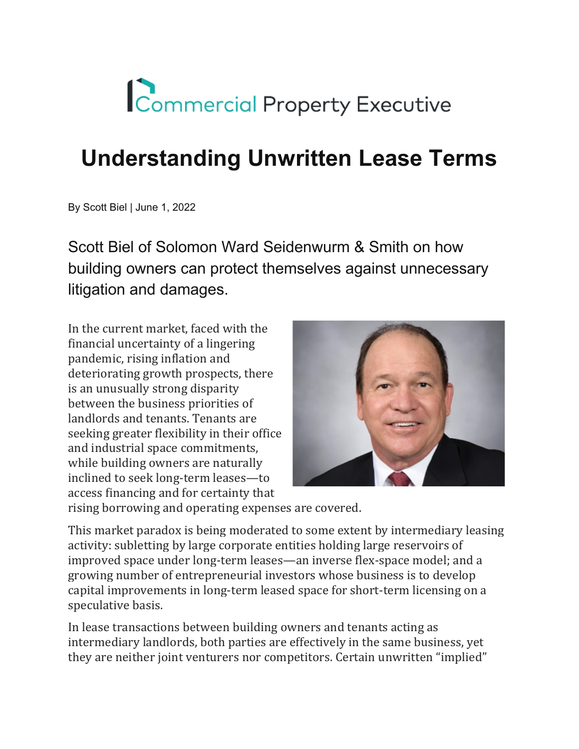Commercial Property Executive

# Understanding Unwritten Lease Terms

By Scott Biel | June 1, 2022

Scott Biel of Solomon Ward Seidenwurm & Smith on how building owners can protect themselves against unnecessary litigation and damages.

In the current market, faced with the financial uncertainty of a lingering pandemic, rising inflation and deteriorating growth prospects, there is an unusually strong disparity between the business priorities of landlords and tenants. Tenants are seeking greater flexibility in their office and industrial space commitments, while building owners are naturally inclined to seek long-term leases—to access financing and for certainty that rising borrowing and operating expenses are covered.

This market paradox is being moderated to some extent by intermediary leasing activity: subletting by large corporate entities holding large reservoirs of improved space under long-term leases—an inverse flex-space model; and a growing number of entrepreneurial investors whose business is to develop capital improvements in long-term leased space for short-term licensing on a speculative basis.

In lease transactions between building owners and tenants acting as intermediary landlords, both parties are effectively in the same business, yet they are neither joint venturers nor competitors. Certain unwritten "implied"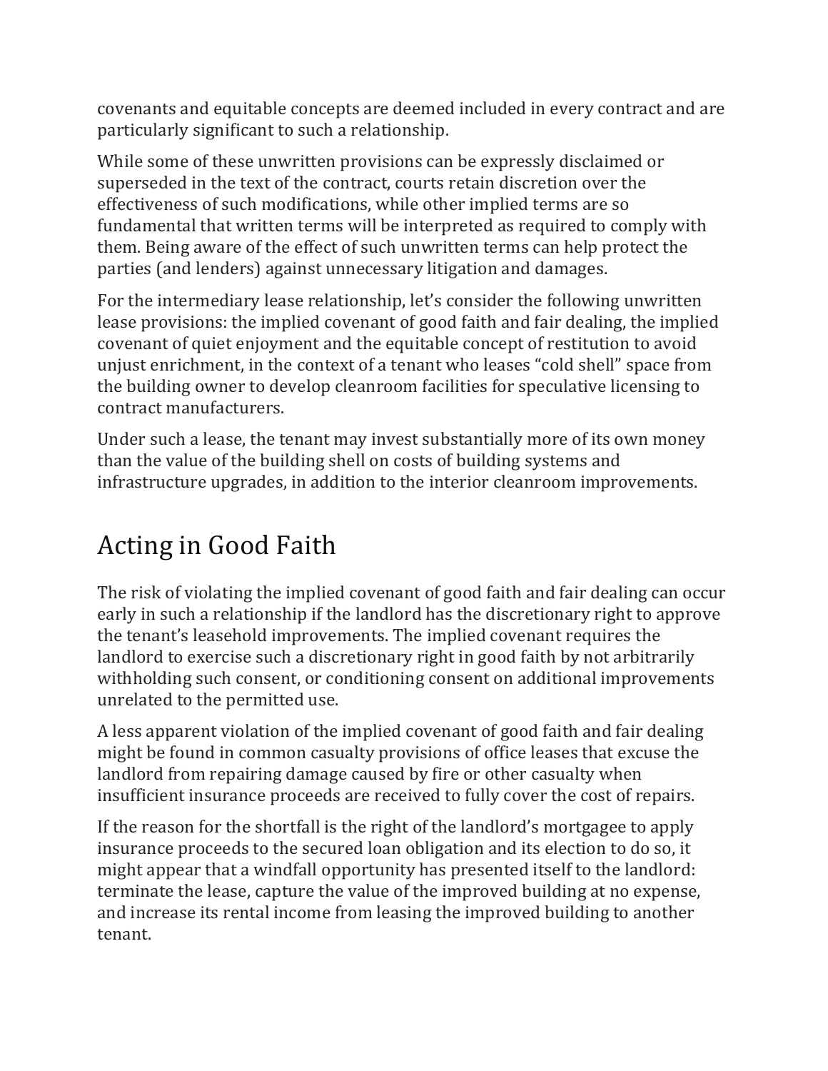covenants and equitable concepts are deemed included in every contract and are particularly significant to such a relationship.

While some of these unwritten provisions can be expressly disclaimed or superseded in the text of the contract, courts retain discretion over the effectiveness of such modifications, while other implied terms are so fundamental that written terms will be interpreted as required to comply with them. Being aware of the effect of such unwritten terms can help protect the parties (and lenders) against unnecessary litigation and damages.

For the intermediary lease relationship, let's consider the following unwritten lease provisions: the implied covenant of good faith and fair dealing, the implied covenant of quiet enjoyment and the equitable concept of restitution to avoid unjust enrichment, in the context of a tenant who leases "cold shell" space from the building owner to develop cleanroom facilities for speculative licensing to contract manufacturers.

Under such a lease, the tenant may invest substantially more of its own money than the value of the building shell on costs of building systems and infrastructure upgrades, in addition to the interior cleanroom improvements.

## Acting in Good Faith

The risk of violating the implied covenant of good faith and fair dealing can occur early in such a relationship if the landlord has the discretionary right to approve the tenant's leasehold improvements. The implied covenant requires the landlord to exercise such a discretionary right in good faith by not arbitrarily withholding such consent, or conditioning consent on additional improvements unrelated to the permitted use.

A less apparent violation of the implied covenant of good faith and fair dealing might be found in common casualty provisions of office leases that excuse the landlord from repairing damage caused by fire or other casualty when insufficient insurance proceeds are received to fully cover the cost of repairs.

If the reason for the shortfall is the right of the landlord's mortgagee to apply insurance proceeds to the secured loan obligation and its election to do so, it might appear that a windfall opportunity has presented itself to the landlord: terminate the lease, capture the value of the improved building at no expense, and increase its rental income from leasing the improved building to another tenant.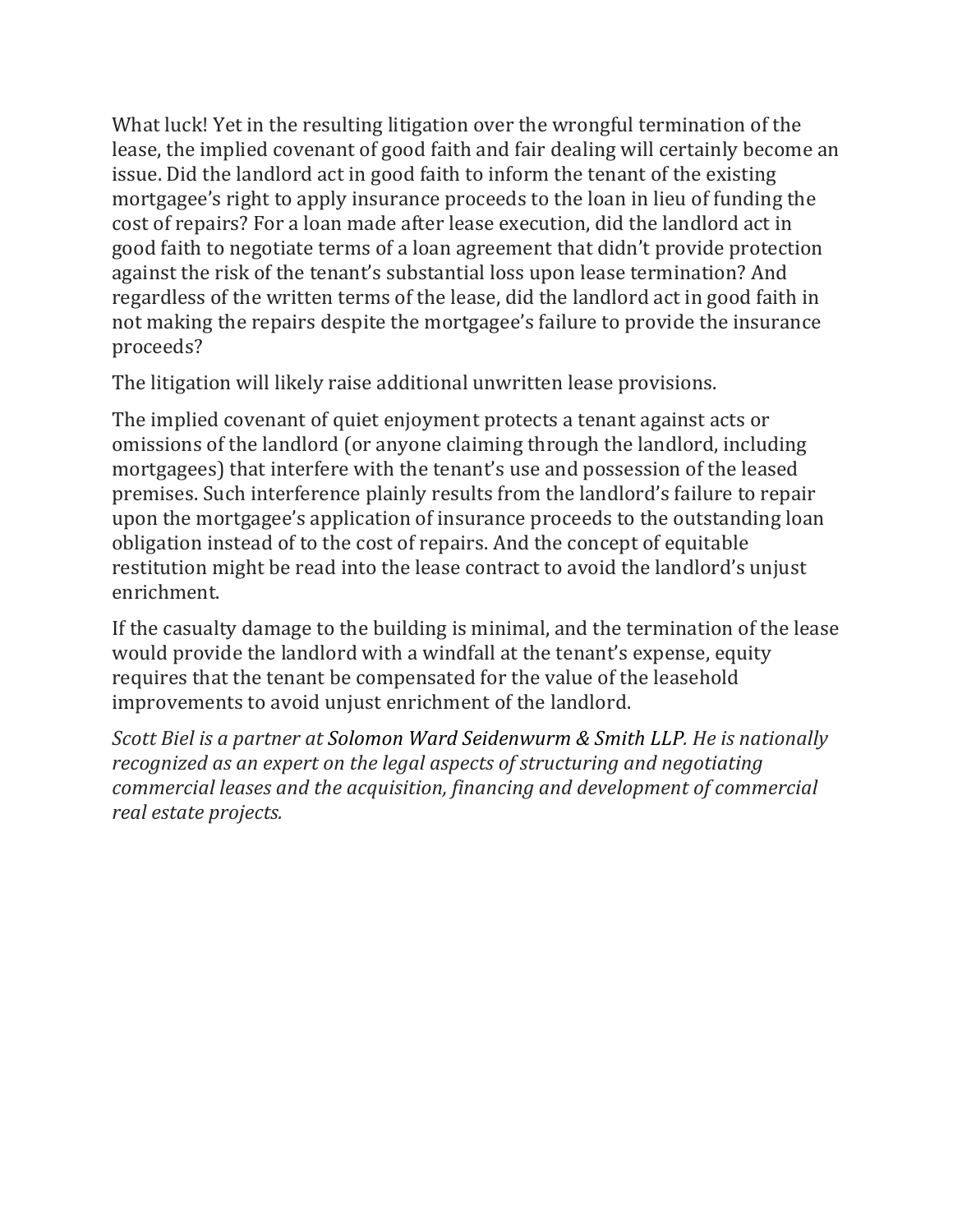What luck! Yet in the resulting litigation over the wrongful termination of the lease, the implied covenant of good faith and fair dealing will certainly become an issue. Did the landlord act in good faith to inform the tenant of the existing mortgagee's right to apply insurance proceeds to the loan in lieu of funding the cost of repairs? For a loan made after lease execution, did the landlord act in good faith to negotiate terms of a loan agreement that didn't provide protection against the risk of the tenant's substantial loss upon lease termination? And regardless of the written terms of the lease, did the landlord act in good faith in not making the repairs despite the mortgagee's failure to provide the insurance proceeds?

The litigation will likely raise additional unwritten lease provisions.

The implied covenant of quiet enjoyment protects a tenant against acts or omissions of the landlord (or anyone claiming through the landlord, including mortgagees) that interfere with the tenant's use and possession of the leased premises. Such interference plainly results from the landlord's failure to repair upon the mortgagee's application of insurance proceeds to the outstanding loan obligation instead of to the cost of repairs. And the concept of equitable restitution might be read into the lease contract to avoid the landlord's unjust enrichment.

If the casualty damage to the building is minimal, and the termination of the lease would provide the landlord with a windfall at the tenant's expense, equity requires that the tenant be compensated for the value of the leasehold improvements to avoid unjust enrichment of the landlord.

*Scott Biel is a partner at Solomon Ward Seidenwurm & Smith LLP. He is nationally recognized as an expert on the legal aspects of structuring and negotiating commercial leases and the acquisition, financing and development of commercial real estate projects.*